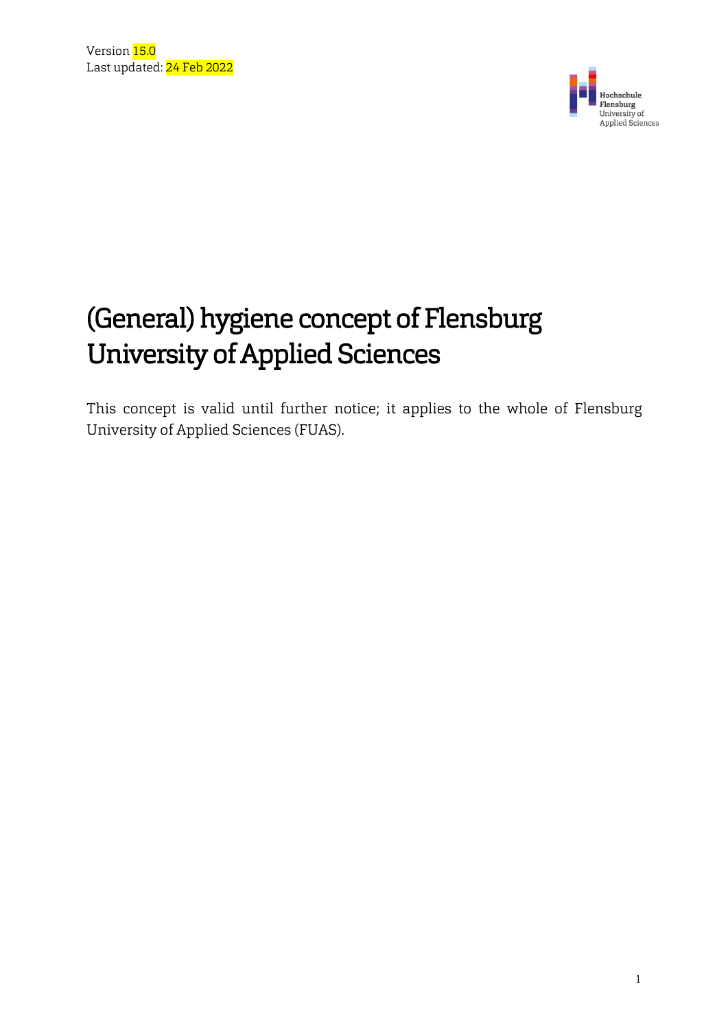Version 15.0
Last updated: 24 Feb 2022

# (General) hygiene concept of Flensburg University of Applied Sciences

This concept is valid until further notice; it applies to the whole of Flensburg University of Applied Sciences (FUAS).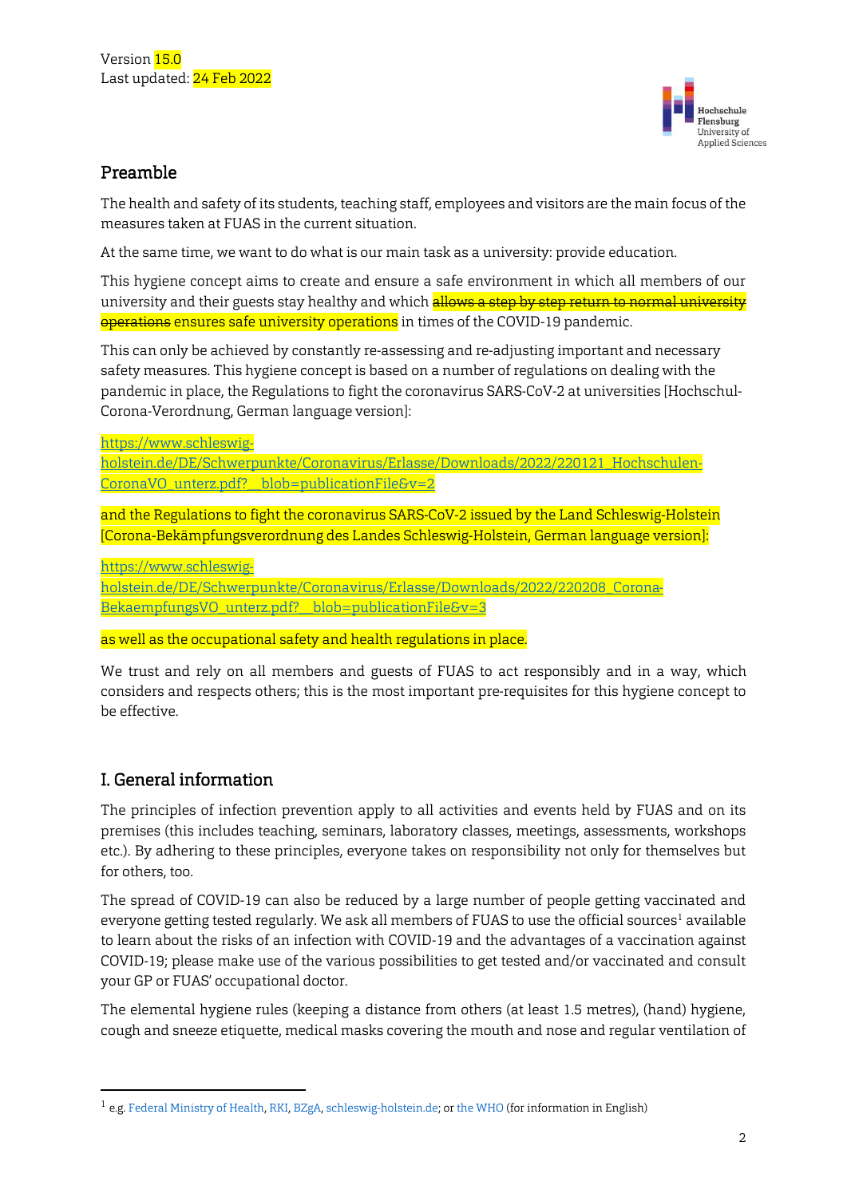Version 15.0
Last updated: 24 Feb 2022

## Preamble

The health and safety of its students, teaching staff, employees and visitors are the main focus of the measures taken at FUAS in the current situation.

At the same time, we want to do what is our main task as a university: provide education.

This hygiene concept aims to create and ensure a safe environment in which all members of our university and their guests stay healthy and which ~~allows a step by step return to normal university operations~~ ensures safe university operations in times of the COVID-19 pandemic.

This can only be achieved by constantly re-assessing and re-adjusting important and necessary safety measures. This hygiene concept is based on a number of regulations on dealing with the pandemic in place, the Regulations to fight the coronavirus SARS-CoV-2 at universities [Hochschul-Corona-Verordnung, German language version]:

https://www.schleswig-holstein.de/DE/Schwerpunkte/Coronavirus/Erlasse/Downloads/2022/220121_Hochschulen-CoronaVO_unterz.pdf?__blob=publicationFile&v=2

and the Regulations to fight the coronavirus SARS-CoV-2 issued by the Land Schleswig-Holstein [Corona-Bekämpfungsverordnung des Landes Schleswig-Holstein, German language version]:

https://www.schleswig-holstein.de/DE/Schwerpunkte/Coronavirus/Erlasse/Downloads/2022/220208_Corona-BekaempfungsVO_unterz.pdf?__blob=publicationFile&v=3

as well as the occupational safety and health regulations in place.

We trust and rely on all members and guests of FUAS to act responsibly and in a way, which considers and respects others; this is the most important pre-requisites for this hygiene concept to be effective.

## I. General information

The principles of infection prevention apply to all activities and events held by FUAS and on its premises (this includes teaching, seminars, laboratory classes, meetings, assessments, workshops etc.). By adhering to these principles, everyone takes on responsibility not only for themselves but for others, too.

The spread of COVID-19 can also be reduced by a large number of people getting vaccinated and everyone getting tested regularly. We ask all members of FUAS to use the official sources[1] available to learn about the risks of an infection with COVID-19 and the advantages of a vaccination against COVID-19; please make use of the various possibilities to get tested and/or vaccinated and consult your GP or FUAS' occupational doctor.

The elemental hygiene rules (keeping a distance from others (at least 1.5 metres), (hand) hygiene, cough and sneeze etiquette, medical masks covering the mouth and nose and regular ventilation of

[1] e.g. Federal Ministry of Health, RKI, BZgA, schleswig-holstein.de; or the WHO (for information in English)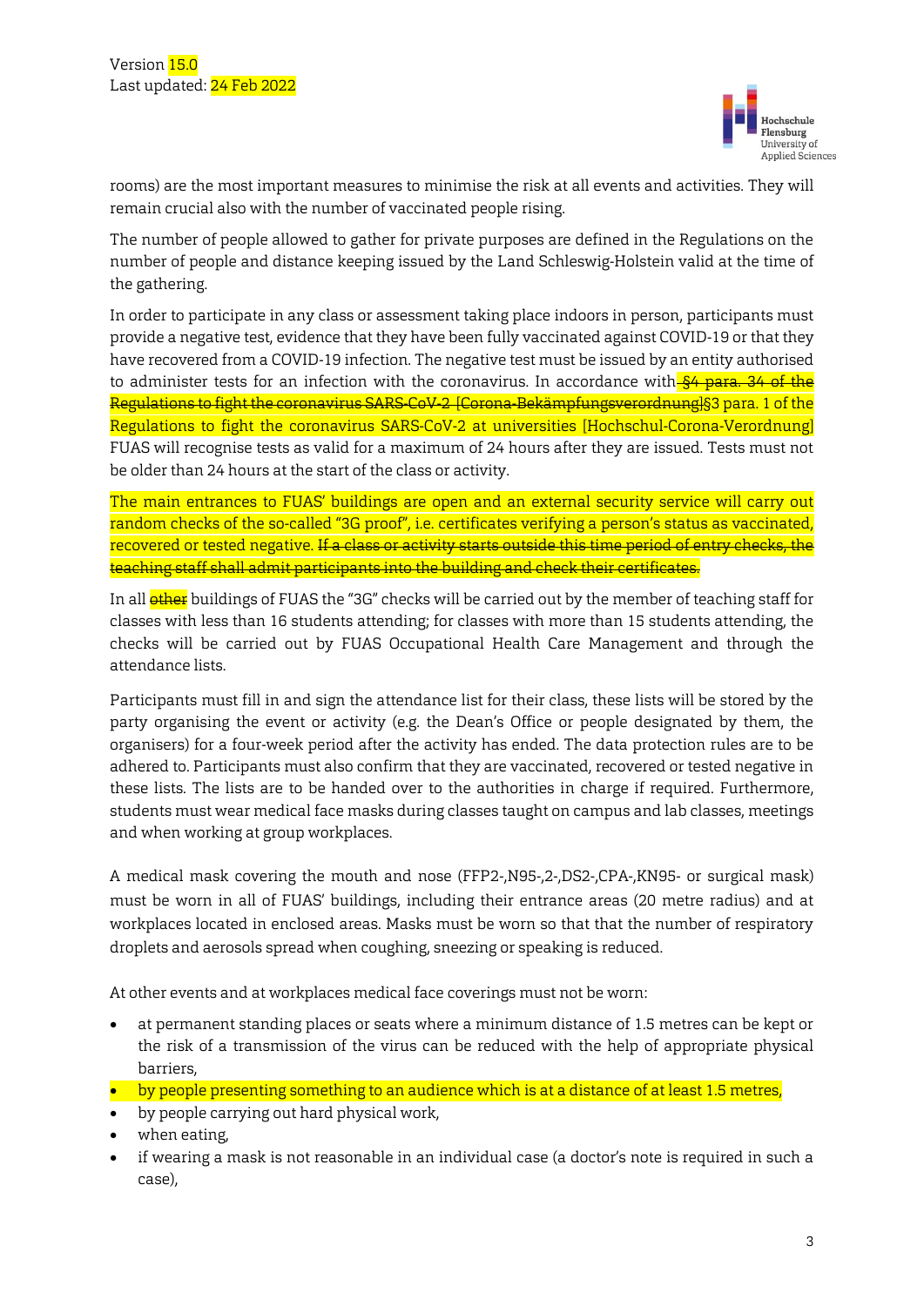rooms) are the most important measures to minimise the risk at all events and activities. They will remain crucial also with the number of vaccinated people rising.

The number of people allowed to gather for private purposes are defined in the Regulations on the number of people and distance keeping issued by the Land Schleswig-Holstein valid at the time of the gathering.

In order to participate in any class or assessment taking place indoors in person, participants must provide a negative test, evidence that they have been fully vaccinated against COVID-19 or that they have recovered from a COVID-19 infection. The negative test must be issued by an entity authorised to administer tests for an infection with the coronavirus. In accordance with ~~§4 para. 34 of the Regulations to fight the coronavirus SARS-CoV-2 [Corona-Bekämpfungsverordnung]~~§3 para. 1 of the Regulations to fight the coronavirus SARS-CoV-2 at universities [Hochschul-Corona-Verordnung] FUAS will recognise tests as valid for a maximum of 24 hours after they are issued. Tests must not be older than 24 hours at the start of the class or activity.

The main entrances to FUAS' buildings are open and an external security service will carry out random checks of the so-called "3G proof", i.e. certificates verifying a person's status as vaccinated, recovered or tested negative. ~~If a class or activity starts outside this time period of entry checks, the teaching staff shall admit participants into the building and check their certificates.~~

In all ~~other~~ buildings of FUAS the "3G" checks will be carried out by the member of teaching staff for classes with less than 16 students attending; for classes with more than 15 students attending, the checks will be carried out by FUAS Occupational Health Care Management and through the attendance lists.

Participants must fill in and sign the attendance list for their class, these lists will be stored by the party organising the event or activity (e.g. the Dean's Office or people designated by them, the organisers) for a four-week period after the activity has ended. The data protection rules are to be adhered to. Participants must also confirm that they are vaccinated, recovered or tested negative in these lists. The lists are to be handed over to the authorities in charge if required. Furthermore, students must wear medical face masks during classes taught on campus and lab classes, meetings and when working at group workplaces.

A medical mask covering the mouth and nose (FFP2-,N95-,2-,DS2-,CPA-,KN95- or surgical mask) must be worn in all of FUAS' buildings, including their entrance areas (20 metre radius) and at workplaces located in enclosed areas. Masks must be worn so that that the number of respiratory droplets and aerosols spread when coughing, sneezing or speaking is reduced.

At other events and at workplaces medical face coverings must not be worn:

- at permanent standing places or seats where a minimum distance of 1.5 metres can be kept or the risk of a transmission of the virus can be reduced with the help of appropriate physical barriers,
- by people presenting something to an audience which is at a distance of at least 1.5 metres,
- by people carrying out hard physical work,
- when eating,
- if wearing a mask is not reasonable in an individual case (a doctor's note is required in such a case),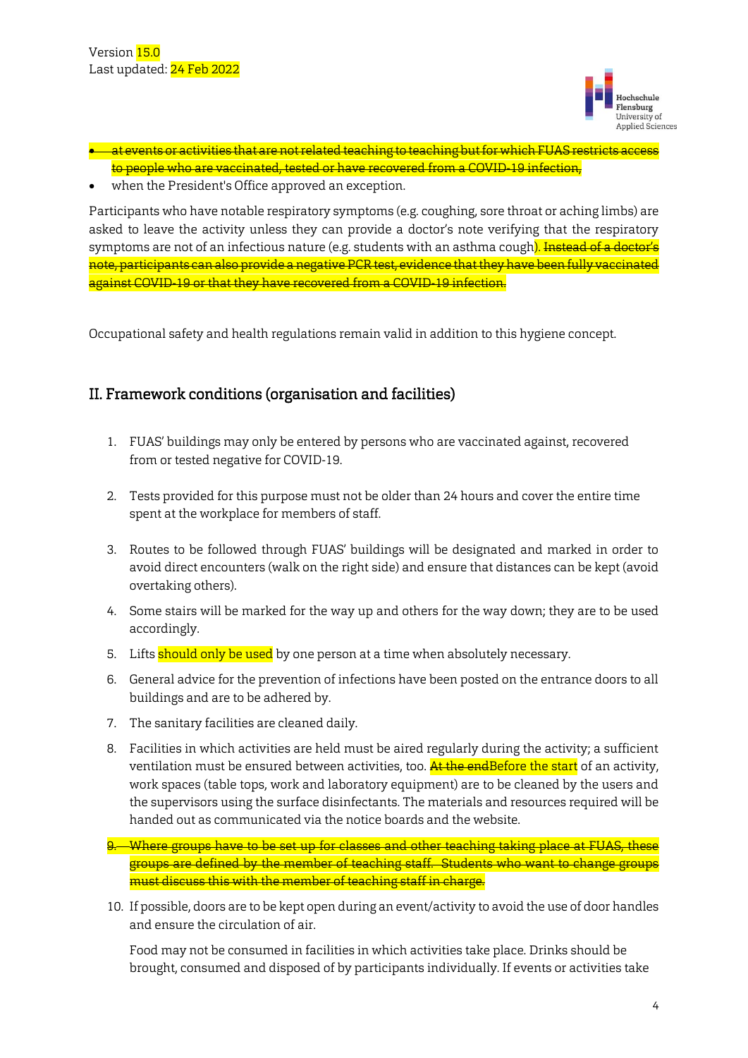Version 15.0
Last updated: 24 Feb 2022

- ~~at events or activities that are not related teaching to teaching but for which FUAS restricts access to people who are vaccinated, tested or have recovered from a COVID-19 infection,~~
- when the President's Office approved an exception.

Participants who have notable respiratory symptoms (e.g. coughing, sore throat or aching limbs) are asked to leave the activity unless they can provide a doctor's note verifying that the respiratory symptoms are not of an infectious nature (e.g. students with an asthma cough). ~~Instead of a doctor's note, participants can also provide a negative PCR test, evidence that they have been fully vaccinated against COVID-19 or that they have recovered from a COVID-19 infection.~~

Occupational safety and health regulations remain valid in addition to this hygiene concept.

## II. Framework conditions (organisation and facilities)

1. FUAS' buildings may only be entered by persons who are vaccinated against, recovered from or tested negative for COVID-19.
2. Tests provided for this purpose must not be older than 24 hours and cover the entire time spent at the workplace for members of staff.
3. Routes to be followed through FUAS' buildings will be designated and marked in order to avoid direct encounters (walk on the right side) and ensure that distances can be kept (avoid overtaking others).
4. Some stairs will be marked for the way up and others for the way down; they are to be used accordingly.
5. Lifts should only be used by one person at a time when absolutely necessary.
6. General advice for the prevention of infections have been posted on the entrance doors to all buildings and are to be adhered by.
7. The sanitary facilities are cleaned daily.
8. Facilities in which activities are held must be aired regularly during the activity; a sufficient ventilation must be ensured between activities, too. ~~At the end~~Before the start of an activity, work spaces (table tops, work and laboratory equipment) are to be cleaned by the users and the supervisors using the surface disinfectants. The materials and resources required will be handed out as communicated via the notice boards and the website.
9. ~~Where groups have to be set up for classes and other teaching taking place at FUAS, these groups are defined by the member of teaching staff. Students who want to change groups must discuss this with the member of teaching staff in charge.~~
10. If possible, doors are to be kept open during an event/activity to avoid the use of door handles and ensure the circulation of air.

    Food may not be consumed in facilities in which activities take place. Drinks should be brought, consumed and disposed of by participants individually. If events or activities take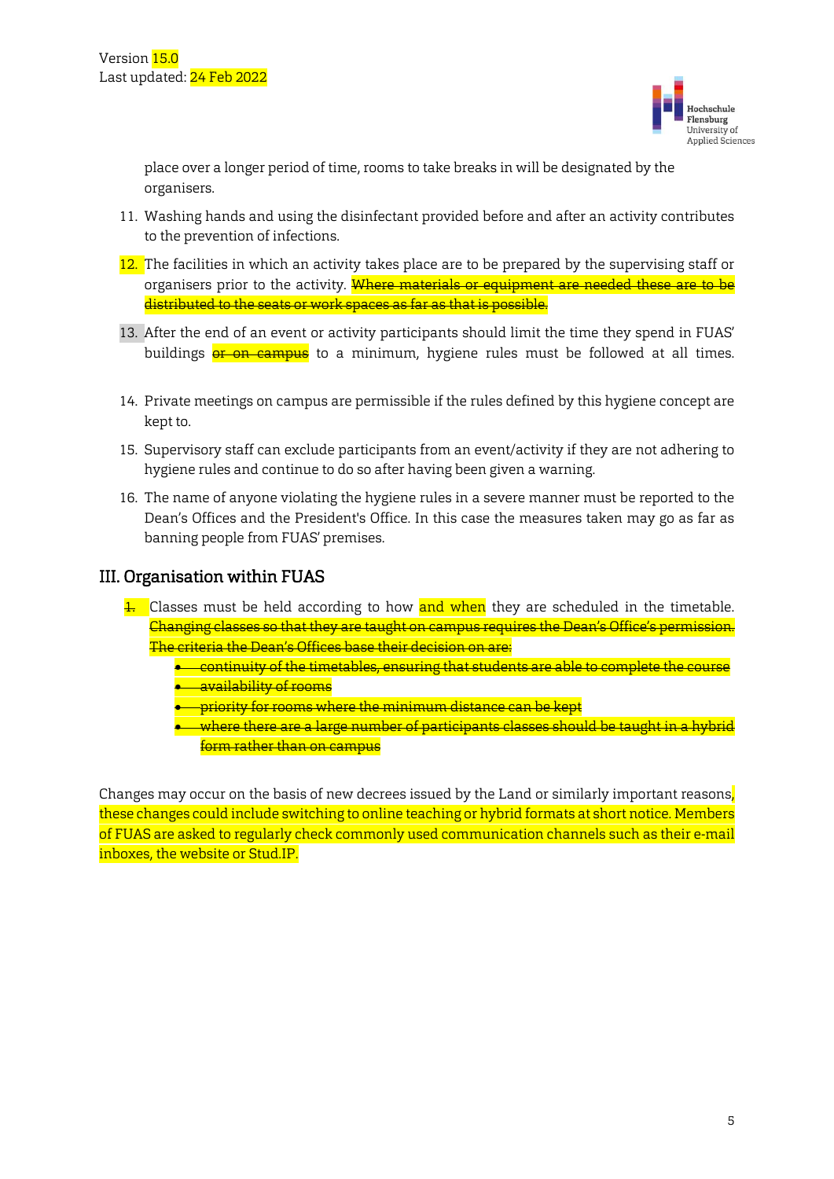place over a longer period of time, rooms to take breaks in will be designated by the organisers.

11. Washing hands and using the disinfectant provided before and after an activity contributes to the prevention of infections.
12. The facilities in which an activity takes place are to be prepared by the supervising staff or organisers prior to the activity. ~~Where materials or equipment are needed these are to be distributed to the seats or work spaces as far as that is possible.~~
13. After the end of an event or activity participants should limit the time they spend in FUAS' buildings ~~or on campus~~ to a minimum, hygiene rules must be followed at all times.
14. Private meetings on campus are permissible if the rules defined by this hygiene concept are kept to.
15. Supervisory staff can exclude participants from an event/activity if they are not adhering to hygiene rules and continue to do so after having been given a warning.
16. The name of anyone violating the hygiene rules in a severe manner must be reported to the Dean's Offices and the President's Office. In this case the measures taken may go as far as banning people from FUAS' premises.

## III. Organisation within FUAS

~~1.~~ Classes must be held according to how and when they are scheduled in the timetable. ~~Changing classes so that they are taught on campus requires the Dean's Office's permission. The criteria the Dean's Offices base their decision on are:~~

- ~~continuity of the timetables, ensuring that students are able to complete the course~~
- ~~availability of rooms~~
- ~~priority for rooms where the minimum distance can be kept~~
- ~~where there are a large number of participants classes should be taught in a hybrid form rather than on campus~~

Changes may occur on the basis of new decrees issued by the Land or similarly important reasons, these changes could include switching to online teaching or hybrid formats at short notice. Members of FUAS are asked to regularly check commonly used communication channels such as their e-mail inboxes, the website or Stud.IP.